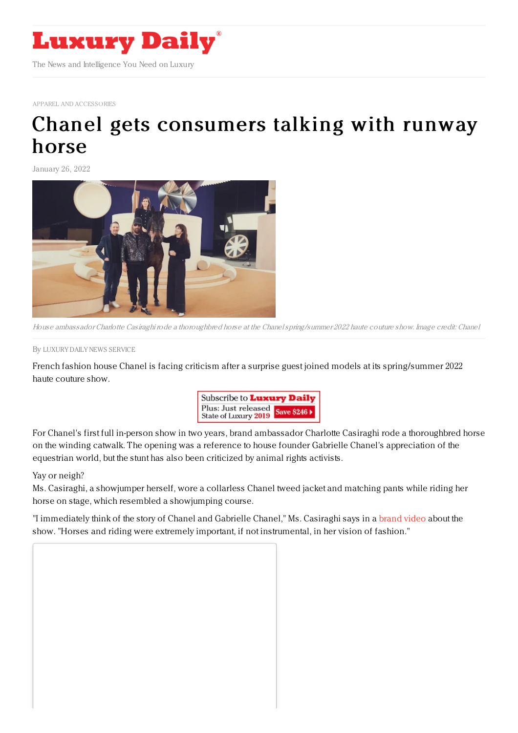# Luxury Daily

The News and Intelligence You Need on Luxury

APPAREL AND ACCESSORIES

# Chanel gets consumers talking with runway horse

January 26, 2022

*House ambassador Charlotte Casiraghi rode a thoroughbred horse at the Chanel spring/summer 2022 haute couture show. Image credit: Chanel*

By LUXURY DAILY NEWS SERVICE

French fashion house Chanel is facing criticism after a surprise guest joined models at its spring/summer 2022 haute couture show.

Subscribe to Luxury Daily
Plus: Just released State of Luxury 2019 Save $246

For Chanel's first full in-person show in two years, brand ambassador Charlotte Casiraghi rode a thoroughbred horse on the winding catwalk. The opening was a reference to house founder Gabrielle Chanel's appreciation of the equestrian world, but the stunt has also been criticized by animal rights activists.

Yay or neigh?

Ms. Casiraghi, a showjumper herself, wore a collarless Chanel tweed jacket and matching pants while riding her horse on stage, which resembled a showjumping course.

"I immediately think of the story of Chanel and Gabrielle Chanel," Ms. Casiraghi says in a brand video about the show. "Horses and riding were extremely important, if not instrumental, in her vision of fashion."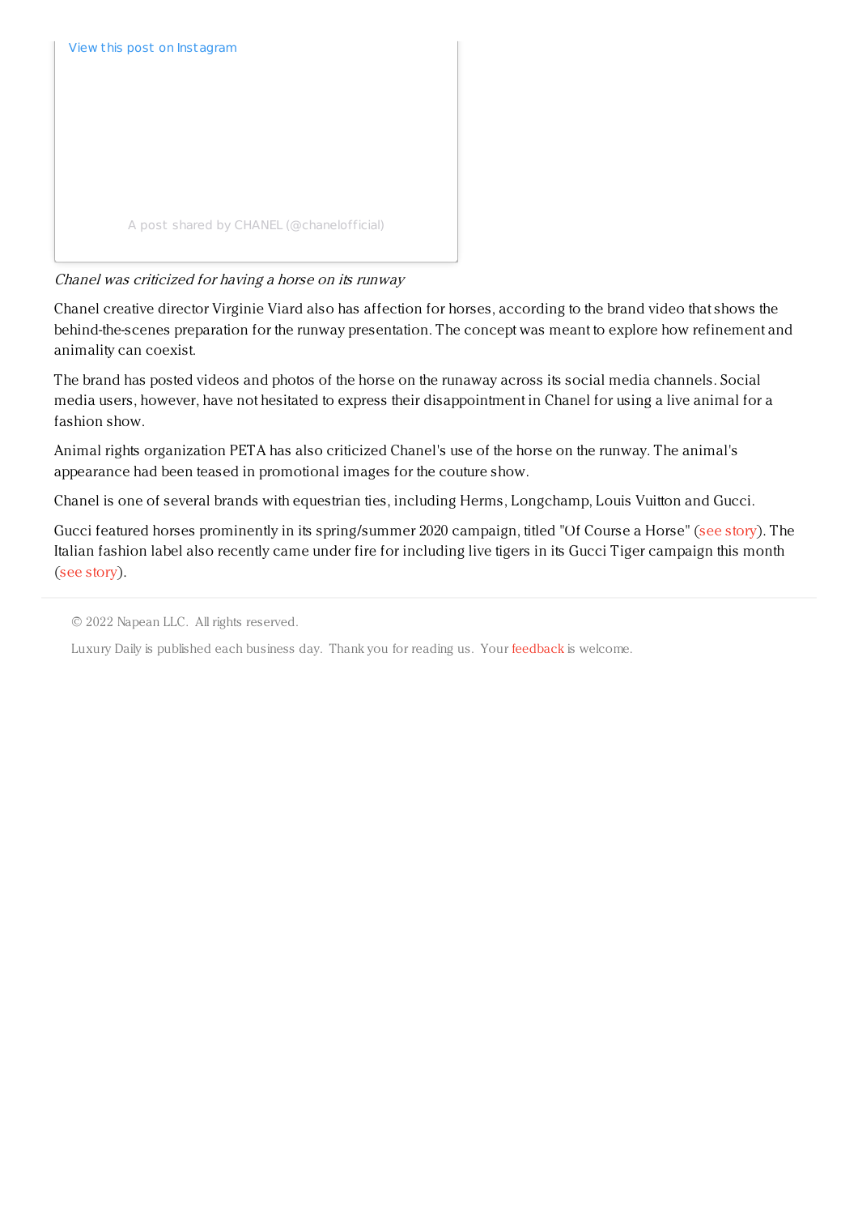View this post on Instagram

A post shared by CHANEL (@chanelofficial)

*Chanel was criticized for having a horse on its runway*

Chanel creative director Virginie Viard also has affection for horses, according to the brand video that shows the behind-the-scenes preparation for the runway presentation. The concept was meant to explore how refinement and animality can coexist.

The brand has posted videos and photos of the horse on the runaway across its social media channels. Social media users, however, have not hesitated to express their disappointment in Chanel for using a live animal for a fashion show.

Animal rights organization PETA has also criticized Chanel's use of the horse on the runway. The animal's appearance had been teased in promotional images for the couture show.

Chanel is one of several brands with equestrian ties, including Herms, Longchamp, Louis Vuitton and Gucci.

Gucci featured horses prominently in its spring/summer 2020 campaign, titled "Of Course a Horse" (see story). The Italian fashion label also recently came under fire for including live tigers in its Gucci Tiger campaign this month (see story).

© 2022 Napean LLC. All rights reserved.

Luxury Daily is published each business day. Thank you for reading us. Your feedback is welcome.